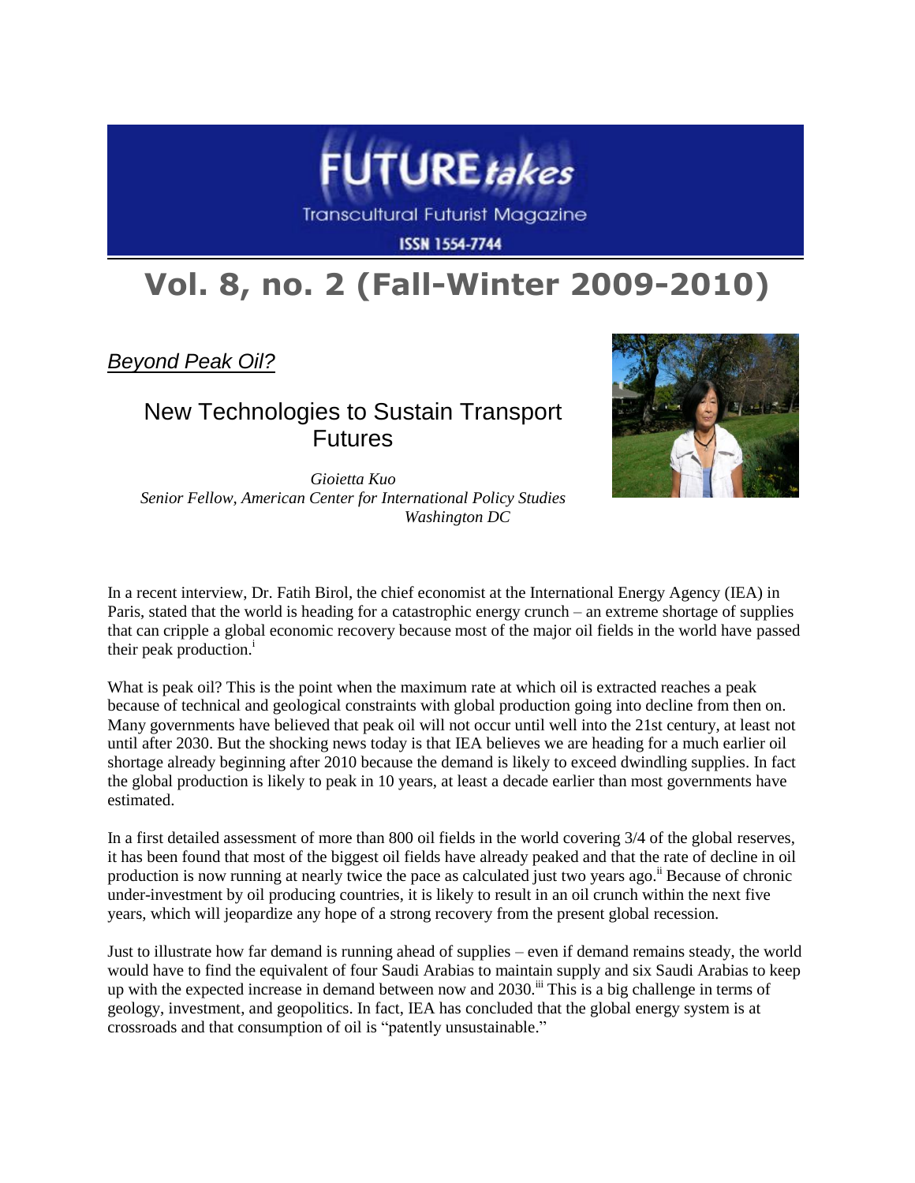# Vol. 8, no. 2 (Fall-Winter 2009-2010)

*Beyond Peak Oil?*

## New Technologies to Sustain Transport Futures

*Gioietta Kuo*
*Senior Fellow, American Center for International Policy Studies*
*Washington DC*

In a recent interview, Dr. Fatih Birol, the chief economist at the International Energy Agency (IEA) in Paris, stated that the world is heading for a catastrophic energy crunch – an extreme shortage of supplies that can cripple a global economic recovery because most of the major oil fields in the world have passed their peak production.[i]

What is peak oil? This is the point when the maximum rate at which oil is extracted reaches a peak because of technical and geological constraints with global production going into decline from then on. Many governments have believed that peak oil will not occur until well into the 21st century, at least not until after 2030. But the shocking news today is that IEA believes we are heading for a much earlier oil shortage already beginning after 2010 because the demand is likely to exceed dwindling supplies. In fact the global production is likely to peak in 10 years, at least a decade earlier than most governments have estimated.

In a first detailed assessment of more than 800 oil fields in the world covering 3/4 of the global reserves, it has been found that most of the biggest oil fields have already peaked and that the rate of decline in oil production is now running at nearly twice the pace as calculated just two years ago.[ii] Because of chronic under-investment by oil producing countries, it is likely to result in an oil crunch within the next five years, which will jeopardize any hope of a strong recovery from the present global recession.

Just to illustrate how far demand is running ahead of supplies – even if demand remains steady, the world would have to find the equivalent of four Saudi Arabias to maintain supply and six Saudi Arabias to keep up with the expected increase in demand between now and 2030.[iii] This is a big challenge in terms of geology, investment, and geopolitics. In fact, IEA has concluded that the global energy system is at crossroads and that consumption of oil is "patently unsustainable."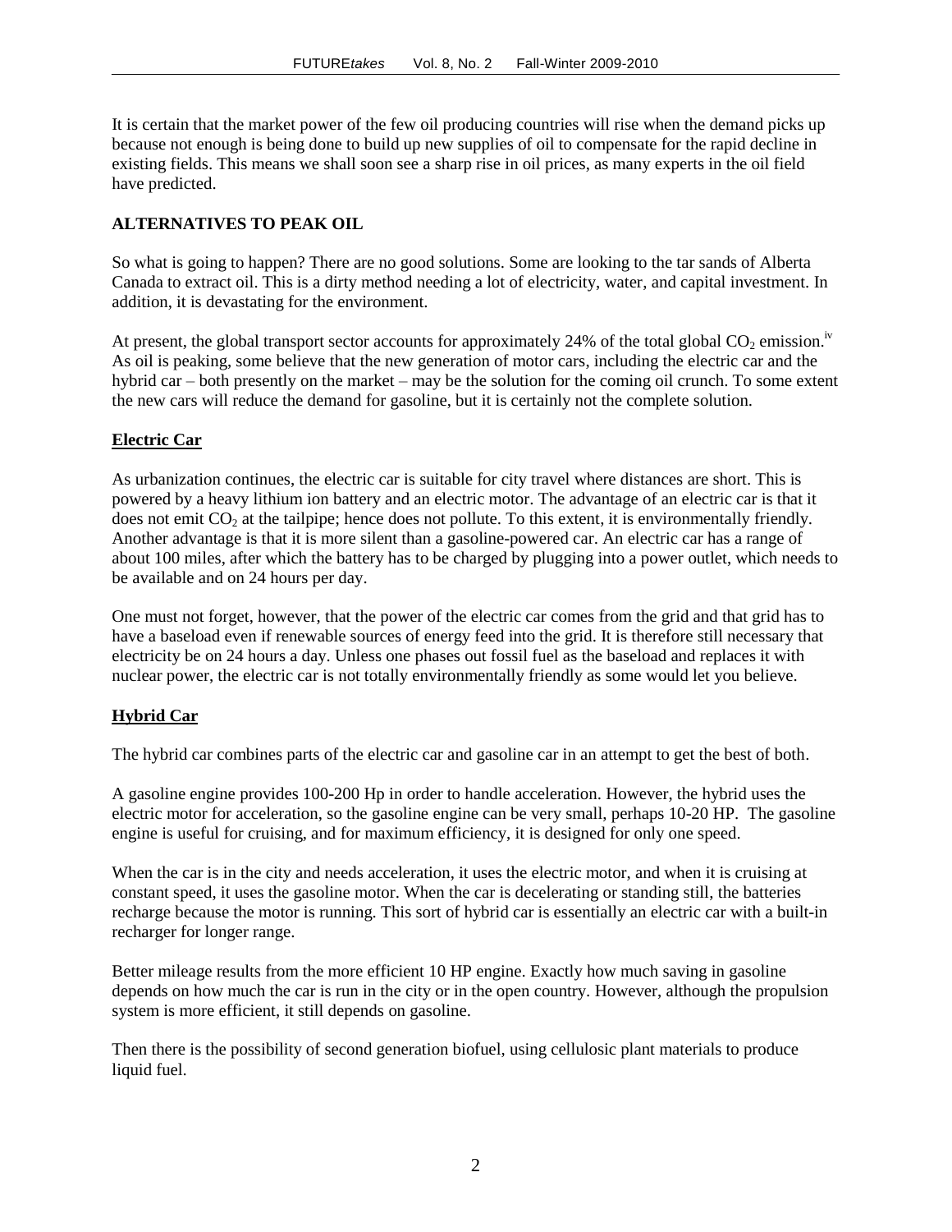It is certain that the market power of the few oil producing countries will rise when the demand picks up because not enough is being done to build up new supplies of oil to compensate for the rapid decline in existing fields. This means we shall soon see a sharp rise in oil prices, as many experts in the oil field have predicted.

## ALTERNATIVES TO PEAK OIL

So what is going to happen? There are no good solutions. Some are looking to the tar sands of Alberta Canada to extract oil. This is a dirty method needing a lot of electricity, water, and capital investment. In addition, it is devastating for the environment.

At present, the global transport sector accounts for approximately 24% of the total global $CO_2$ emission.[iv] As oil is peaking, some believe that the new generation of motor cars, including the electric car and the hybrid car – both presently on the market – may be the solution for the coming oil crunch. To some extent the new cars will reduce the demand for gasoline, but it is certainly not the complete solution.

### Electric Car

As urbanization continues, the electric car is suitable for city travel where distances are short. This is powered by a heavy lithium ion battery and an electric motor. The advantage of an electric car is that it does not emit $CO_2$ at the tailpipe; hence does not pollute. To this extent, it is environmentally friendly. Another advantage is that it is more silent than a gasoline-powered car. An electric car has a range of about 100 miles, after which the battery has to be charged by plugging into a power outlet, which needs to be available and on 24 hours per day.

One must not forget, however, that the power of the electric car comes from the grid and that grid has to have a baseload even if renewable sources of energy feed into the grid. It is therefore still necessary that electricity be on 24 hours a day. Unless one phases out fossil fuel as the baseload and replaces it with nuclear power, the electric car is not totally environmentally friendly as some would let you believe.

### Hybrid Car

The hybrid car combines parts of the electric car and gasoline car in an attempt to get the best of both.

A gasoline engine provides 100-200 Hp in order to handle acceleration. However, the hybrid uses the electric motor for acceleration, so the gasoline engine can be very small, perhaps 10-20 HP. The gasoline engine is useful for cruising, and for maximum efficiency, it is designed for only one speed.

When the car is in the city and needs acceleration, it uses the electric motor, and when it is cruising at constant speed, it uses the gasoline motor. When the car is decelerating or standing still, the batteries recharge because the motor is running. This sort of hybrid car is essentially an electric car with a built-in recharger for longer range.

Better mileage results from the more efficient 10 HP engine. Exactly how much saving in gasoline depends on how much the car is run in the city or in the open country. However, although the propulsion system is more efficient, it still depends on gasoline.

Then there is the possibility of second generation biofuel, using cellulosic plant materials to produce liquid fuel.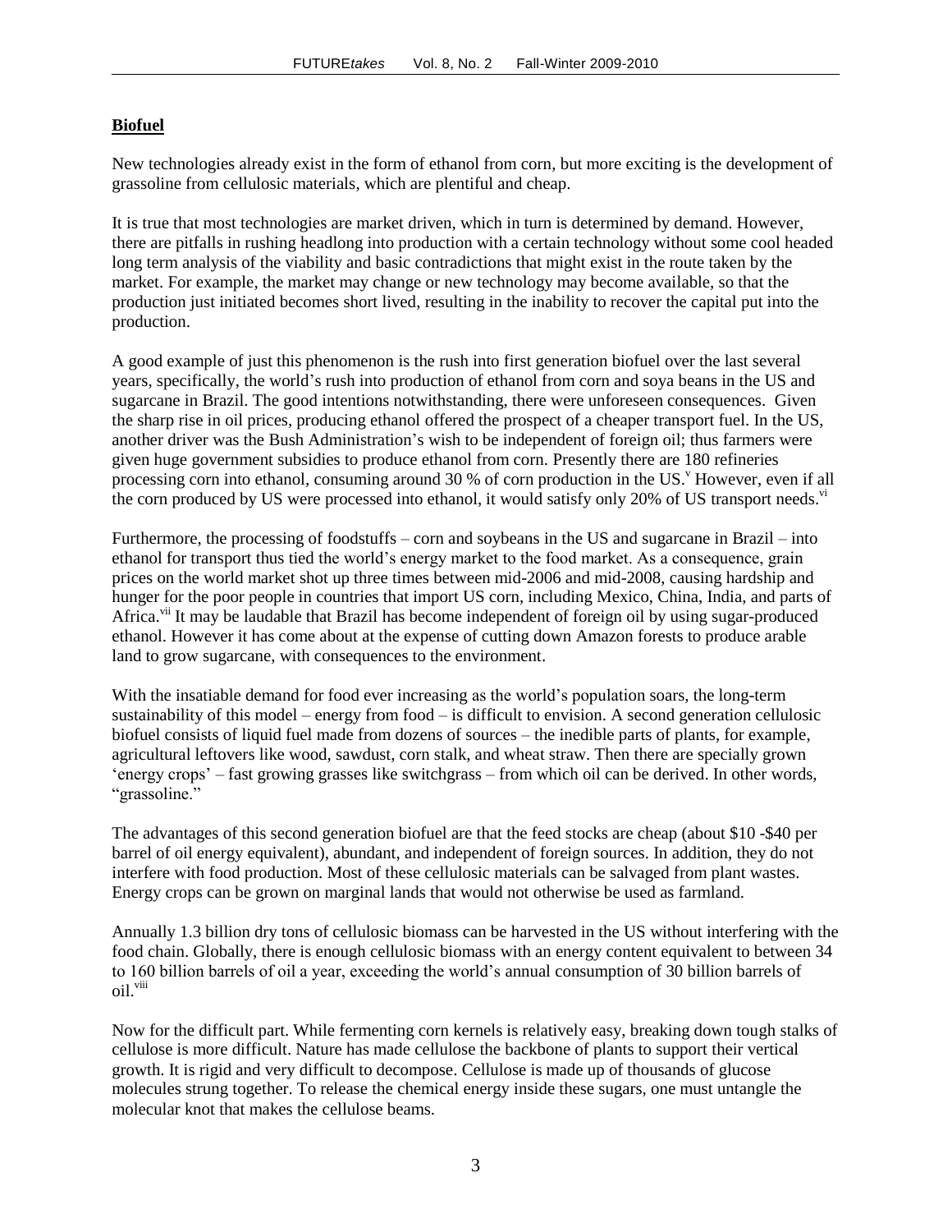## Biofuel

New technologies already exist in the form of ethanol from corn, but more exciting is the development of grassoline from cellulosic materials, which are plentiful and cheap.

It is true that most technologies are market driven, which in turn is determined by demand. However, there are pitfalls in rushing headlong into production with a certain technology without some cool headed long term analysis of the viability and basic contradictions that might exist in the route taken by the market. For example, the market may change or new technology may become available, so that the production just initiated becomes short lived, resulting in the inability to recover the capital put into the production.

A good example of just this phenomenon is the rush into first generation biofuel over the last several years, specifically, the world's rush into production of ethanol from corn and soya beans in the US and sugarcane in Brazil. The good intentions notwithstanding, there were unforeseen consequences. Given the sharp rise in oil prices, producing ethanol offered the prospect of a cheaper transport fuel. In the US, another driver was the Bush Administration's wish to be independent of foreign oil; thus farmers were given huge government subsidies to produce ethanol from corn. Presently there are 180 refineries processing corn into ethanol, consuming around 30 % of corn production in the US.[v] However, even if all the corn produced by US were processed into ethanol, it would satisfy only 20% of US transport needs.[vi]

Furthermore, the processing of foodstuffs – corn and soybeans in the US and sugarcane in Brazil – into ethanol for transport thus tied the world's energy market to the food market. As a consequence, grain prices on the world market shot up three times between mid-2006 and mid-2008, causing hardship and hunger for the poor people in countries that import US corn, including Mexico, China, India, and parts of Africa.[vii] It may be laudable that Brazil has become independent of foreign oil by using sugar-produced ethanol. However it has come about at the expense of cutting down Amazon forests to produce arable land to grow sugarcane, with consequences to the environment.

With the insatiable demand for food ever increasing as the world's population soars, the long-term sustainability of this model – energy from food – is difficult to envision. A second generation cellulosic biofuel consists of liquid fuel made from dozens of sources – the inedible parts of plants, for example, agricultural leftovers like wood, sawdust, corn stalk, and wheat straw. Then there are specially grown 'energy crops' – fast growing grasses like switchgrass – from which oil can be derived. In other words, "grassoline."

The advantages of this second generation biofuel are that the feed stocks are cheap (about $10 -$40 per barrel of oil energy equivalent), abundant, and independent of foreign sources. In addition, they do not interfere with food production. Most of these cellulosic materials can be salvaged from plant wastes. Energy crops can be grown on marginal lands that would not otherwise be used as farmland.

Annually 1.3 billion dry tons of cellulosic biomass can be harvested in the US without interfering with the food chain. Globally, there is enough cellulosic biomass with an energy content equivalent to between 34 to 160 billion barrels of oil a year, exceeding the world's annual consumption of 30 billion barrels of oil.[viii]

Now for the difficult part. While fermenting corn kernels is relatively easy, breaking down tough stalks of cellulose is more difficult. Nature has made cellulose the backbone of plants to support their vertical growth. It is rigid and very difficult to decompose. Cellulose is made up of thousands of glucose molecules strung together. To release the chemical energy inside these sugars, one must untangle the molecular knot that makes the cellulose beams.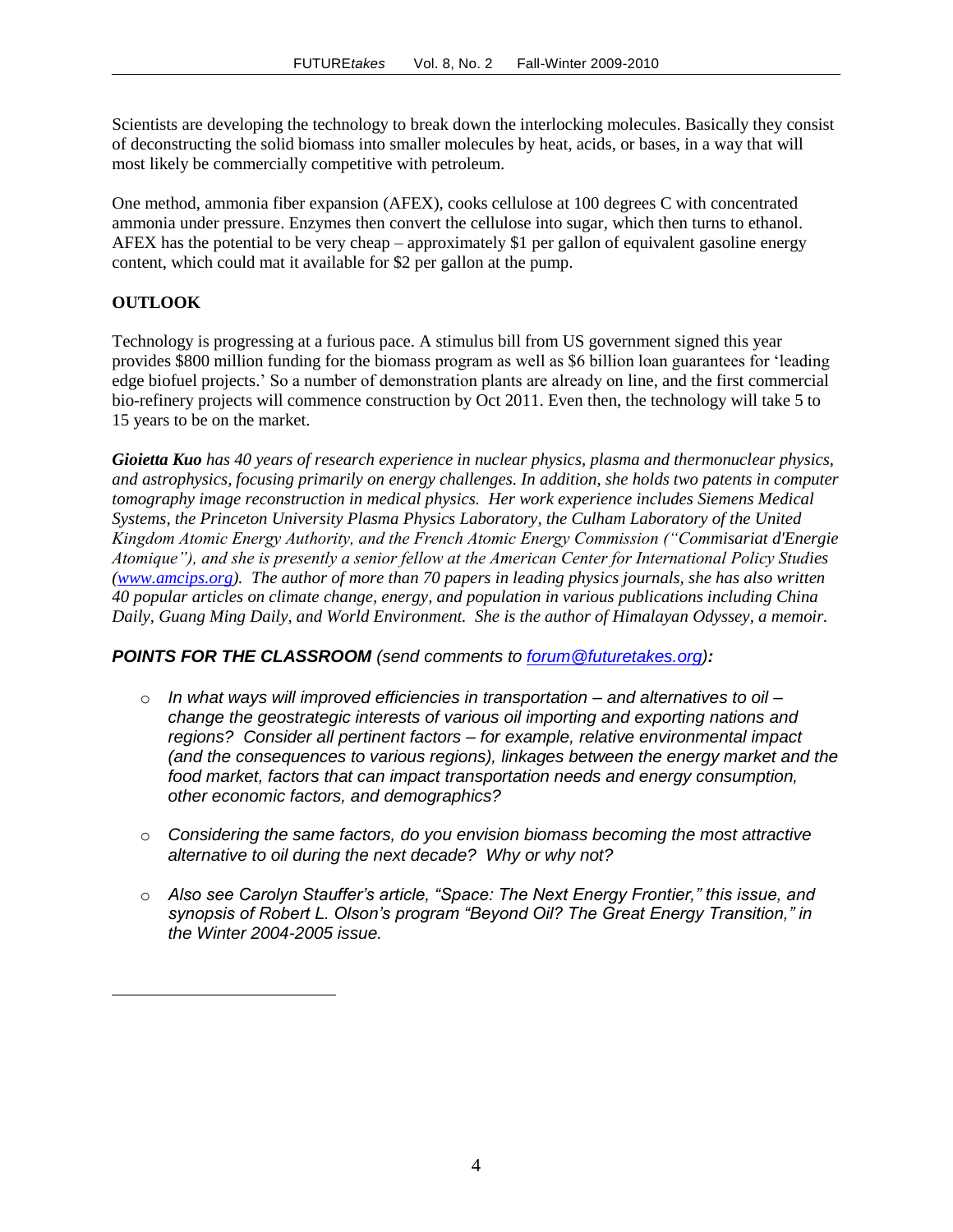Scientists are developing the technology to break down the interlocking molecules. Basically they consist of deconstructing the solid biomass into smaller molecules by heat, acids, or bases, in a way that will most likely be commercially competitive with petroleum.

One method, ammonia fiber expansion (AFEX), cooks cellulose at 100 degrees C with concentrated ammonia under pressure. Enzymes then convert the cellulose into sugar, which then turns to ethanol. AFEX has the potential to be very cheap – approximately $1 per gallon of equivalent gasoline energy content, which could mat it available for $2 per gallon at the pump.

**OUTLOOK**

Technology is progressing at a furious pace. A stimulus bill from US government signed this year provides $800 million funding for the biomass program as well as $6 billion loan guarantees for 'leading edge biofuel projects.' So a number of demonstration plants are already on line, and the first commercial bio-refinery projects will commence construction by Oct 2011. Even then, the technology will take 5 to 15 years to be on the market.

***Gioietta Kuo*** *has 40 years of research experience in nuclear physics, plasma and thermonuclear physics, and astrophysics, focusing primarily on energy challenges. In addition, she holds two patents in computer tomography image reconstruction in medical physics. Her work experience includes Siemens Medical Systems, the Princeton University Plasma Physics Laboratory, the Culham Laboratory of the United Kingdom Atomic Energy Authority, and the French Atomic Energy Commission ("Commisariat d'Energie Atomique"), and she is presently a senior fellow at the American Center for International Policy Studies ([www.amcips.org](http://www.amcips.org)). The author of more than 70 papers in leading physics journals, she has also written 40 popular articles on climate change, energy, and population in various publications including China Daily, Guang Ming Daily, and World Environment. She is the author of Himalayan Odyssey, a memoir.*

***POINTS FOR THE CLASSROOM*** *(send comments to [forum@futuretakes.org](mailto:forum@futuretakes.org))**:***

- *In what ways will improved efficiencies in transportation – and alternatives to oil – change the geostrategic interests of various oil importing and exporting nations and regions? Consider all pertinent factors – for example, relative environmental impact (and the consequences to various regions), linkages between the energy market and the food market, factors that can impact transportation needs and energy consumption, other economic factors, and demographics?*
- *Considering the same factors, do you envision biomass becoming the most attractive alternative to oil during the next decade? Why or why not?*
- *Also see Carolyn Stauffer's article, "Space: The Next Energy Frontier," this issue, and synopsis of Robert L. Olson's program "Beyond Oil? The Great Energy Transition," in the Winter 2004-2005 issue.*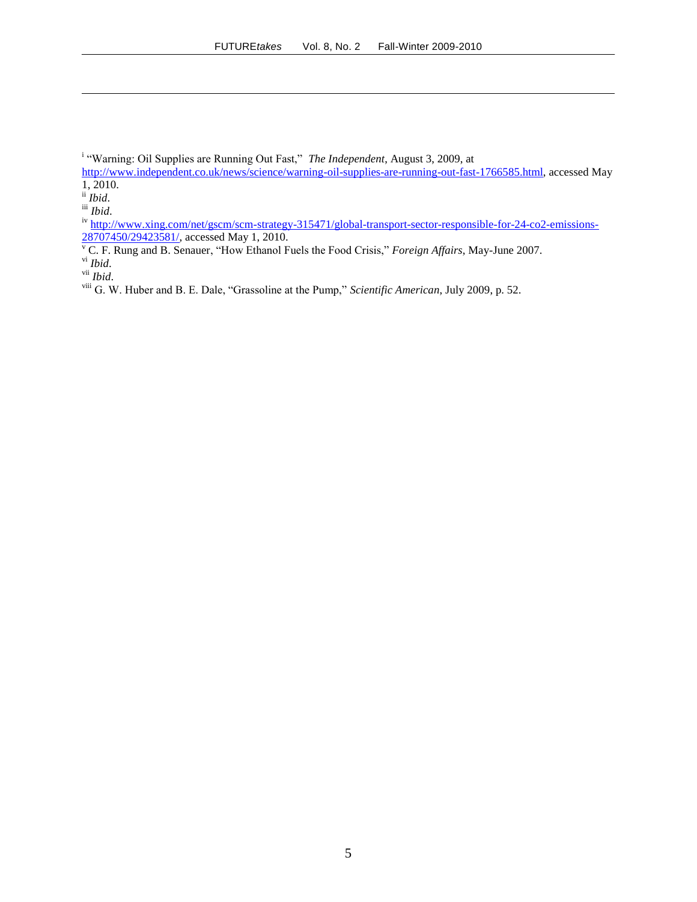[i] "Warning: Oil Supplies are Running Out Fast," *The Independent*, August 3, 2009, at http://www.independent.co.uk/news/science/warning-oil-supplies-are-running-out-fast-1766585.html, accessed May 1, 2010.

[ii] *Ibid*.

[iii] *Ibid*.

[iv] http://www.xing.com/net/gscm/scm-strategy-315471/global-transport-sector-responsible-for-24-co2-emissions-28707450/29423581/, accessed May 1, 2010.

[v] C. F. Rung and B. Senauer, "How Ethanol Fuels the Food Crisis," *Foreign Affairs*, May-June 2007.

[vi] *Ibid*.

[vii] *Ibid*.

[viii] G. W. Huber and B. E. Dale, "Grassoline at the Pump," *Scientific American*, July 2009, p. 52.